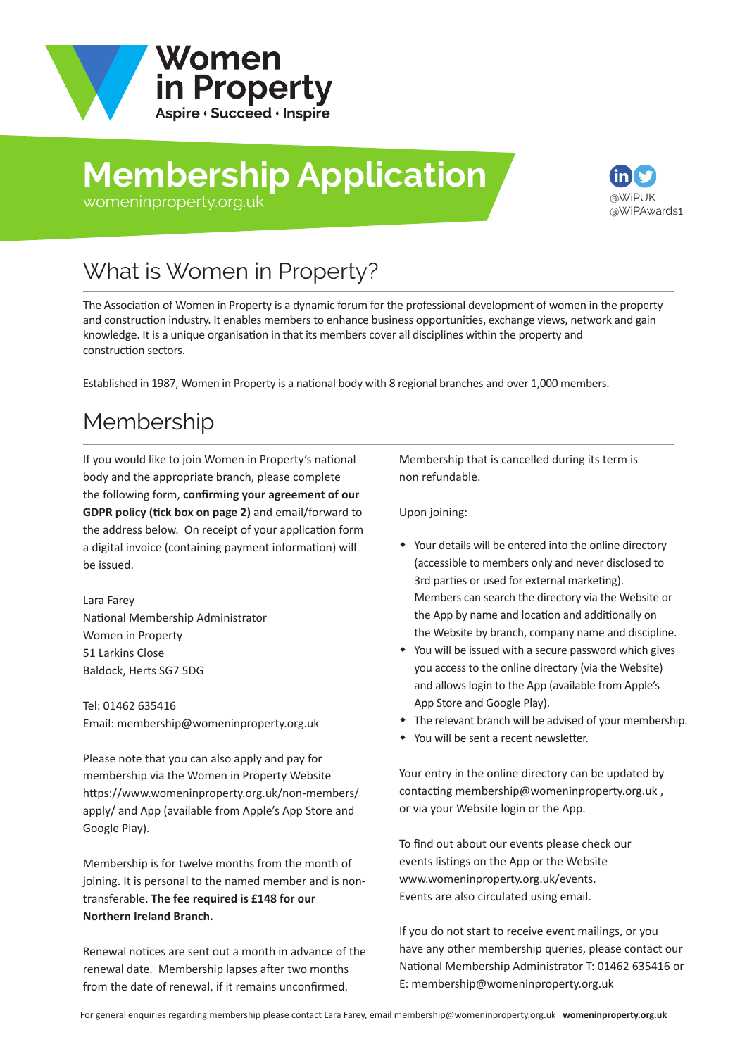# Women in Property

Aspire • Succeed • Inspire

# Membership Application

womeninproperty.org.uk

@WiPUK
@WiPAwards1

## What is Women in Property?

The Association of Women in Property is a dynamic forum for the professional development of women in the property and construction industry. It enables members to enhance business opportunities, exchange views, network and gain knowledge. It is a unique organisation in that its members cover all disciplines within the property and construction sectors.

Established in 1987, Women in Property is a national body with 8 regional branches and over 1,000 members.

## Membership

If you would like to join Women in Property's national body and the appropriate branch, please complete the following form, **confirming your agreement of our GDPR policy (tick box on page 2)** and email/forward to the address below. On receipt of your application form a digital invoice (containing payment information) will be issued.

Lara Farey
National Membership Administrator
Women in Property
51 Larkins Close
Baldock, Herts SG7 5DG

Tel: 01462 635416
Email: membership@womeninproperty.org.uk

Please note that you can also apply and pay for membership via the Women in Property Website https://www.womeninproperty.org.uk/non-members/apply/ and App (available from Apple's App Store and Google Play).

Membership is for twelve months from the month of joining. It is personal to the named member and is non-transferable. **The fee required is £148 for our Northern Ireland Branch.**

Renewal notices are sent out a month in advance of the renewal date. Membership lapses after two months from the date of renewal, if it remains unconfirmed.

Membership that is cancelled during its term is non refundable.

Upon joining:

- Your details will be entered into the online directory (accessible to members only and never disclosed to 3rd parties or used for external marketing). Members can search the directory via the Website or the App by name and location and additionally on the Website by branch, company name and discipline.
- You will be issued with a secure password which gives you access to the online directory (via the Website) and allows login to the App (available from Apple's App Store and Google Play).
- The relevant branch will be advised of your membership.
- You will be sent a recent newsletter.

Your entry in the online directory can be updated by contacting membership@womeninproperty.org.uk , or via your Website login or the App.

To find out about our events please check our events listings on the App or the Website www.womeninproperty.org.uk/events. Events are also circulated using email.

If you do not start to receive event mailings, or you have any other membership queries, please contact our National Membership Administrator T: 01462 635416 or E: membership@womeninproperty.org.uk

For general enquiries regarding membership please contact Lara Farey, email membership@womeninproperty.org.uk **womeninproperty.org.uk**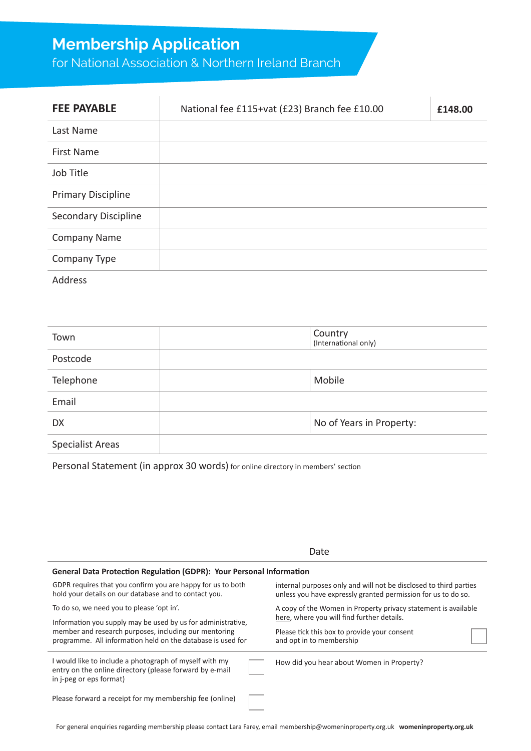# Membership Application

for National Association & Northern Ireland Branch

| | | |
|---|---|---|
| **FEE PAYABLE** | National fee £115+vat (£23) Branch fee £10.00 | **£148.00** |
| Last Name | | |
| First Name | | |
| Job Title | | |
| Primary Discipline | | |
| Secondary Discipline | | |
| Company Name | | |
| Company Type | | |

Address

| | | | |
|---|---|---|---|
| Town | | Country (International only) | |
| Postcode | | | |
| Telephone | | Mobile | |
| Email | | | |
| DX | | No of Years in Property: | |
| Specialist Areas | | | |

Personal Statement (in approx 30 words) for online directory in members' section

Date

**General Data Protection Regulation (GDPR): Your Personal Information**

GDPR requires that you confirm you are happy for us to both hold your details on our database and to contact you.

To do so, we need you to please 'opt in'.

Information you supply may be used by us for administrative, member and research purposes, including our mentoring programme. All information held on the database is used for internal purposes only and will not be disclosed to third parties unless you have expressly granted permission for us to do so.

A copy of the Women in Property privacy statement is available here, where you will find further details.

Please tick this box to provide your consent and opt in to membership ☐

I would like to include a photograph of myself with my entry on the online directory (please forward by e-mail in j-peg or eps format) ☐

Please forward a receipt for my membership fee (online) ☐

How did you hear about Women in Property?

For general enquiries regarding membership please contact Lara Farey, email membership@womeninproperty.org.uk **womeninproperty.org.uk**